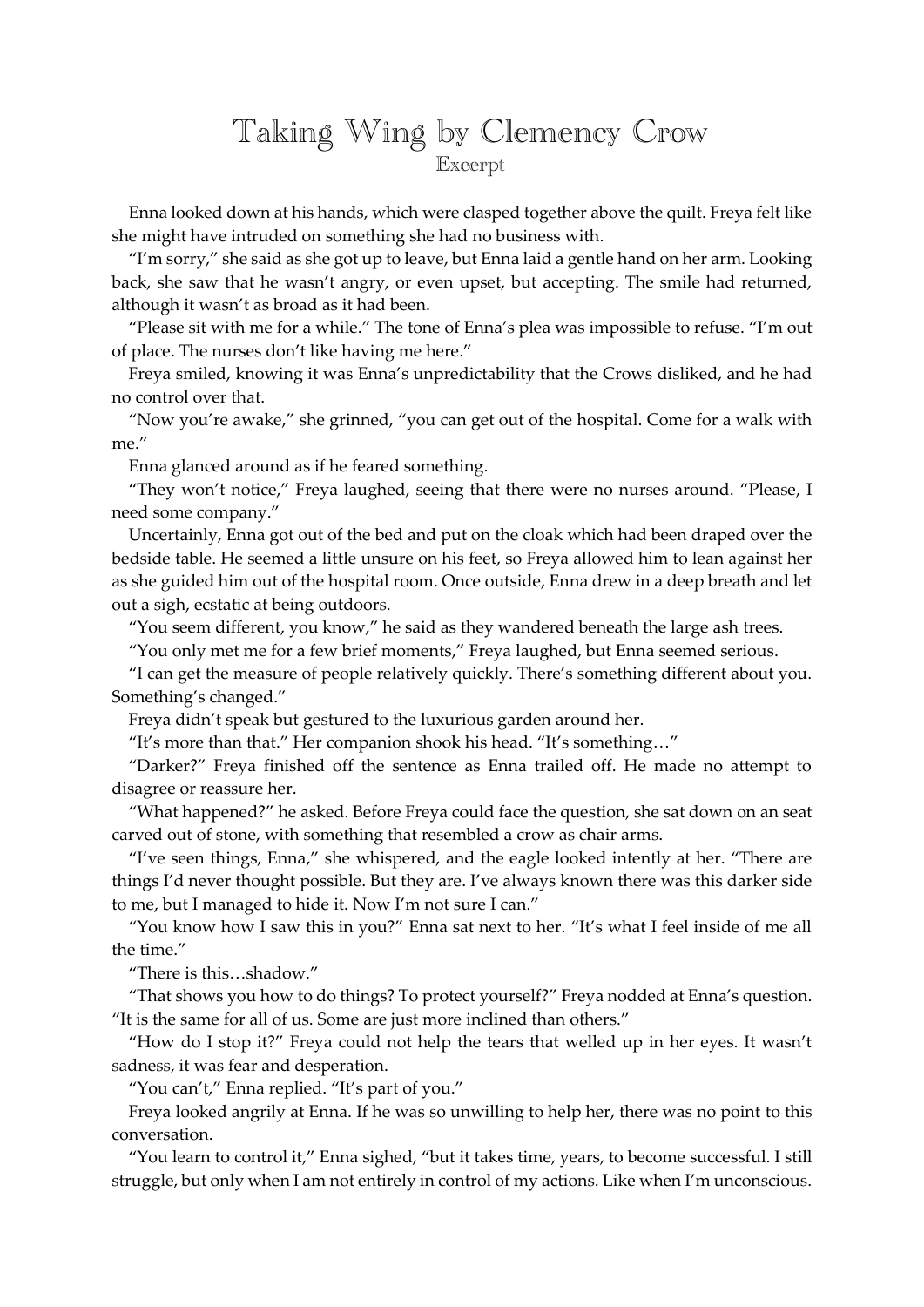# Taking Wing by Clemency Crow

Excerpt

Enna looked down at his hands, which were clasped together above the quilt. Freya felt like she might have intruded on something she had no business with.

"I'm sorry," she said as she got up to leave, but Enna laid a gentle hand on her arm. Looking back, she saw that he wasn't angry, or even upset, but accepting. The smile had returned, although it wasn't as broad as it had been.

"Please sit with me for a while." The tone of Enna's plea was impossible to refuse. "I'm out of place. The nurses don't like having me here."

Freya smiled, knowing it was Enna's unpredictability that the Crows disliked, and he had no control over that.

"Now you're awake," she grinned, "you can get out of the hospital. Come for a walk with me."

Enna glanced around as if he feared something.

"They won't notice," Freya laughed, seeing that there were no nurses around. "Please, I need some company."

Uncertainly, Enna got out of the bed and put on the cloak which had been draped over the bedside table. He seemed a little unsure on his feet, so Freya allowed him to lean against her as she guided him out of the hospital room. Once outside, Enna drew in a deep breath and let out a sigh, ecstatic at being outdoors.

"You seem different, you know," he said as they wandered beneath the large ash trees.

"You only met me for a few brief moments," Freya laughed, but Enna seemed serious.

"I can get the measure of people relatively quickly. There's something different about you. Something's changed."

Freya didn't speak but gestured to the luxurious garden around her.

"It's more than that." Her companion shook his head. "It's something…"

"Darker?" Freya finished off the sentence as Enna trailed off. He made no attempt to disagree or reassure her.

"What happened?" he asked. Before Freya could face the question, she sat down on an seat carved out of stone, with something that resembled a crow as chair arms.

"I've seen things, Enna," she whispered, and the eagle looked intently at her. "There are things I'd never thought possible. But they are. I've always known there was this darker side to me, but I managed to hide it. Now I'm not sure I can."

"You know how I saw this in you?" Enna sat next to her. "It's what I feel inside of me all the time."

"There is this…shadow."

"That shows you how to do things? To protect yourself?" Freya nodded at Enna's question. "It is the same for all of us. Some are just more inclined than others."

"How do I stop it?" Freya could not help the tears that welled up in her eyes. It wasn't sadness, it was fear and desperation.

"You can't," Enna replied. "It's part of you."

Freya looked angrily at Enna. If he was so unwilling to help her, there was no point to this conversation.

"You learn to control it," Enna sighed, "but it takes time, years, to become successful. I still struggle, but only when I am not entirely in control of my actions. Like when I'm unconscious.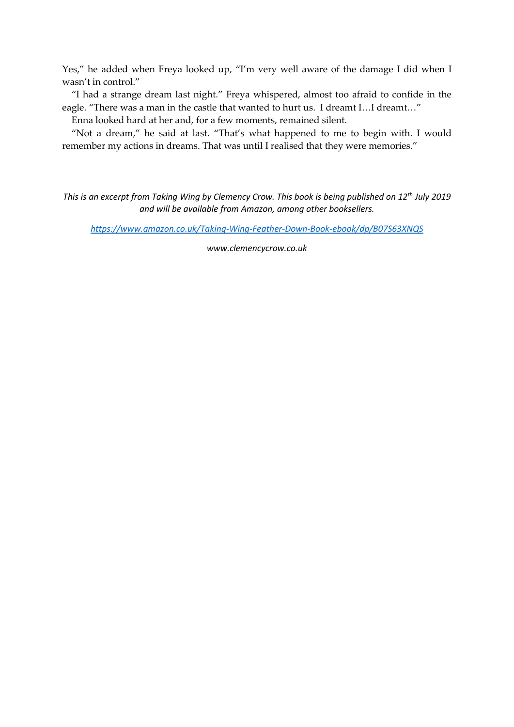Yes," he added when Freya looked up, "I'm very well aware of the damage I did when I wasn't in control."

"I had a strange dream last night." Freya whispered, almost too afraid to confide in the eagle. "There was a man in the castle that wanted to hurt us. I dreamt I…I dreamt…"

Enna looked hard at her and, for a few moments, remained silent.

"Not a dream," he said at last. "That's what happened to me to begin with. I would remember my actions in dreams. That was until I realised that they were memories."

*This is an excerpt from Taking Wing by Clemency Crow. This book is being published on 12th July 2019 and will be available from Amazon, among other booksellers.*

*[https://www.amazon.co.uk/Taking-Wing-Feather-Down-Book-ebook/dp/B07S63XNQS](https://www.amazon.co.uk/Taking-Wing-Feather-Down-Book-ebook/dp/B07S63XNQS)*

*www.clemencycrow.co.uk*